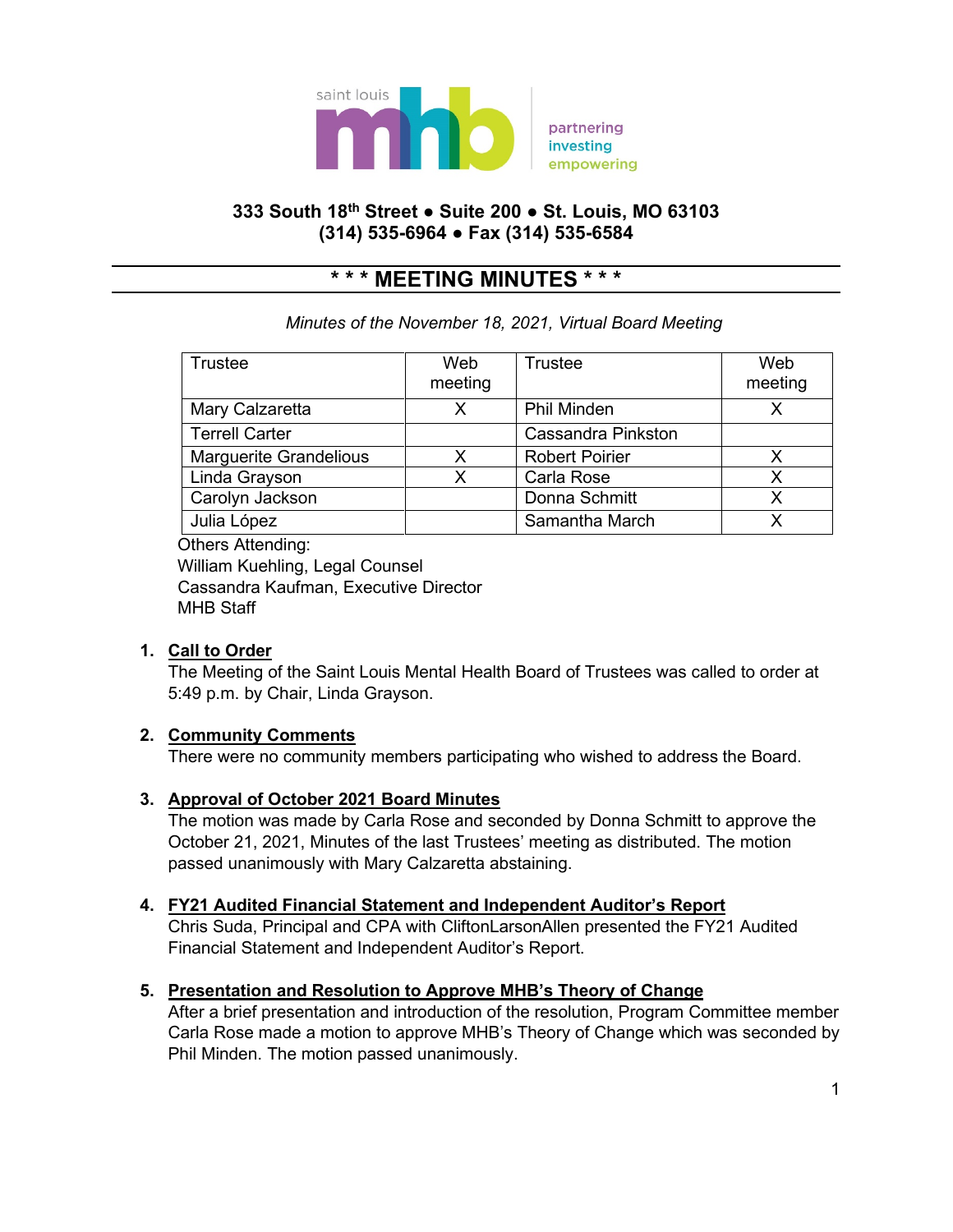saint louis **mhb** partnering investing empowering

**333 South 18th Street ● Suite 200 ● St. Louis, MO 63103**
**(314) 535-6964 ● Fax (314) 535-6584**

# \* \* \* MEETING MINUTES \* \* \*

*Minutes of the November 18, 2021, Virtual Board Meeting*

| Trustee | Web meeting | Trustee | Web meeting |
|---|---|---|---|
| Mary Calzaretta | X | Phil Minden | X |
| Terrell Carter | | Cassandra Pinkston | |
| Marguerite Grandelious | X | Robert Poirier | X |
| Linda Grayson | X | Carla Rose | X |
| Carolyn Jackson | | Donna Schmitt | X |
| Julia López | | Samantha March | X |

Others Attending:
William Kuehling, Legal Counsel
Cassandra Kaufman, Executive Director
MHB Staff

1. **Call to Order**
   The Meeting of the Saint Louis Mental Health Board of Trustees was called to order at 5:49 p.m. by Chair, Linda Grayson.

2. **Community Comments**
   There were no community members participating who wished to address the Board.

3. **Approval of October 2021 Board Minutes**
   The motion was made by Carla Rose and seconded by Donna Schmitt to approve the October 21, 2021, Minutes of the last Trustees' meeting as distributed. The motion passed unanimously with Mary Calzaretta abstaining.

4. **FY21 Audited Financial Statement and Independent Auditor's Report**
   Chris Suda, Principal and CPA with CliftonLarsonAllen presented the FY21 Audited Financial Statement and Independent Auditor's Report.

5. **Presentation and Resolution to Approve MHB's Theory of Change**
   After a brief presentation and introduction of the resolution, Program Committee member Carla Rose made a motion to approve MHB's Theory of Change which was seconded by Phil Minden. The motion passed unanimously.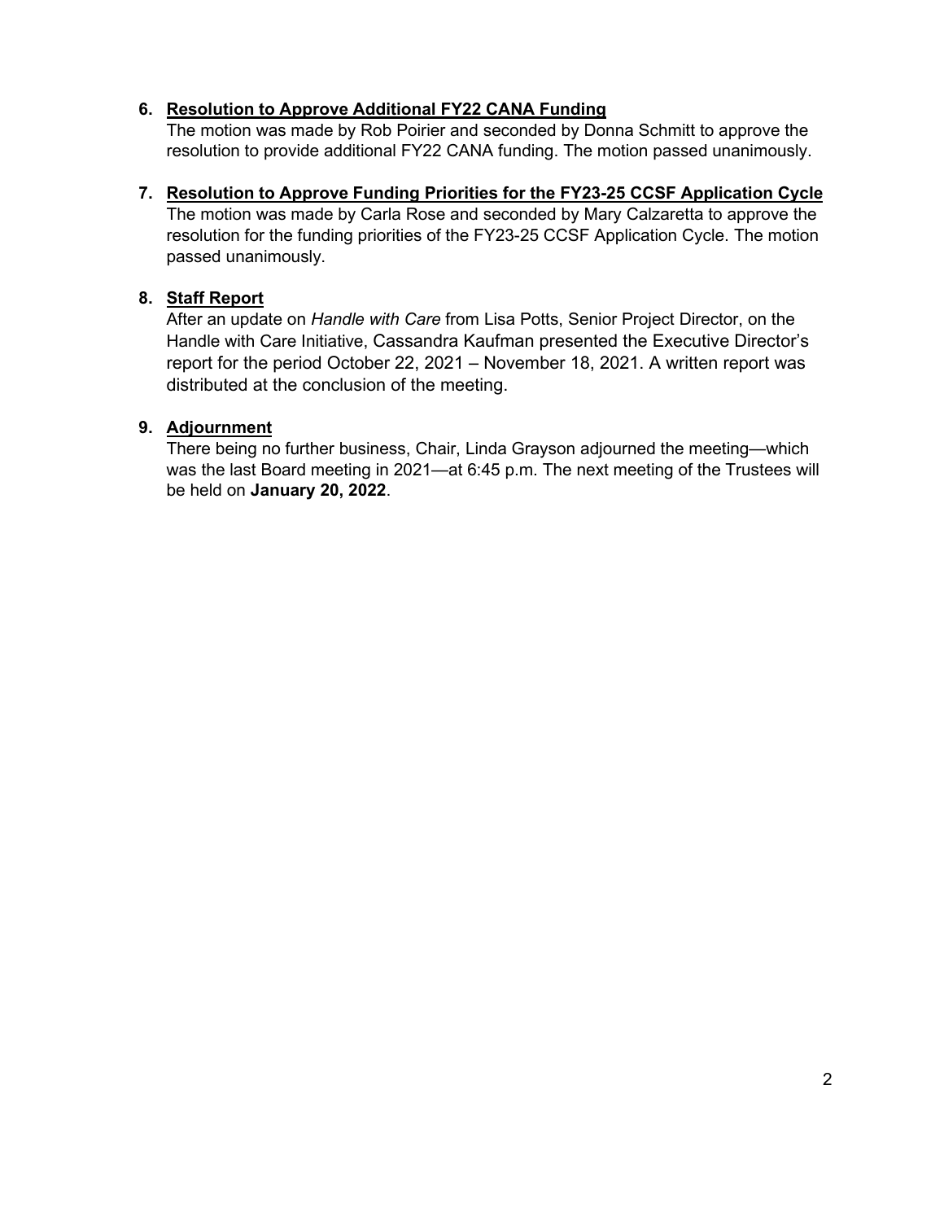6. **Resolution to Approve Additional FY22 CANA Funding**
   The motion was made by Rob Poirier and seconded by Donna Schmitt to approve the resolution to provide additional FY22 CANA funding. The motion passed unanimously.

7. **Resolution to Approve Funding Priorities for the FY23-25 CCSF Application Cycle**
   The motion was made by Carla Rose and seconded by Mary Calzaretta to approve the resolution for the funding priorities of the FY23-25 CCSF Application Cycle. The motion passed unanimously.

8. **Staff Report**
   After an update on *Handle with Care* from Lisa Potts, Senior Project Director, on the Handle with Care Initiative, Cassandra Kaufman presented the Executive Director's report for the period October 22, 2021 – November 18, 2021. A written report was distributed at the conclusion of the meeting.

9. **Adjournment**
   There being no further business, Chair, Linda Grayson adjourned the meeting—which was the last Board meeting in 2021—at 6:45 p.m. The next meeting of the Trustees will be held on **January 20, 2022**.